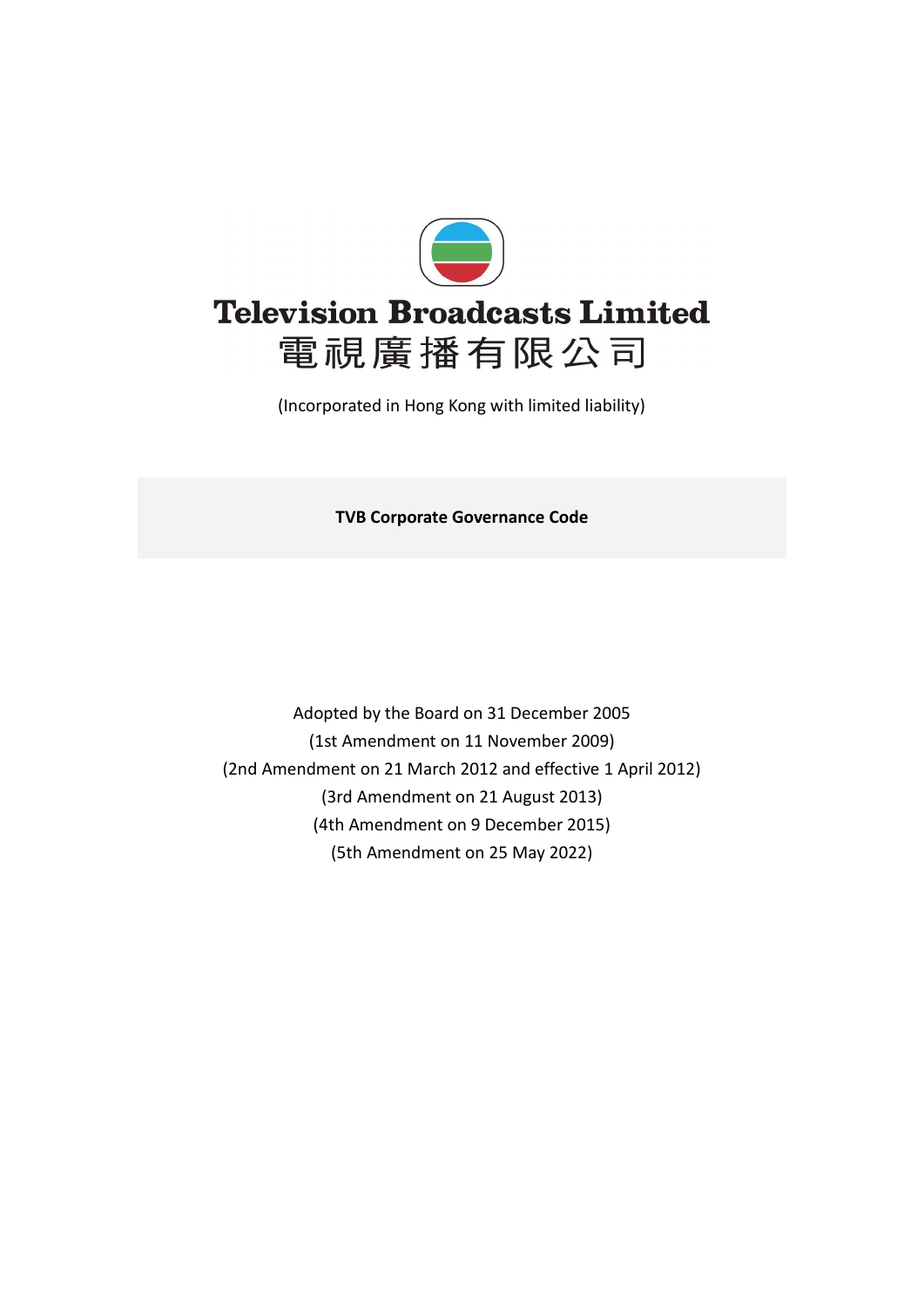# Television Broadcasts Limited
# 電視廣播有限公司

(Incorporated in Hong Kong with limited liability)

**TVB Corporate Governance Code**

Adopted by the Board on 31 December 2005
(1st Amendment on 11 November 2009)
(2nd Amendment on 21 March 2012 and effective 1 April 2012)
(3rd Amendment on 21 August 2013)
(4th Amendment on 9 December 2015)
(5th Amendment on 25 May 2022)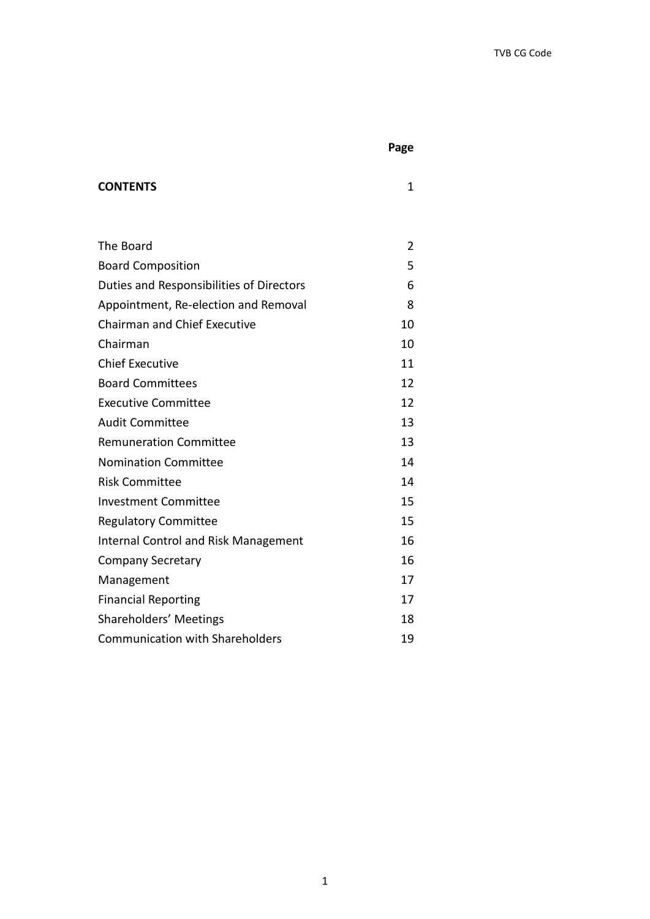| | Page |
|---|---|
| **CONTENTS** | 1 |
| | |
| The Board | 2 |
| Board Composition | 5 |
| Duties and Responsibilities of Directors | 6 |
| Appointment, Re-election and Removal | 8 |
| Chairman and Chief Executive | 10 |
| Chairman | 10 |
| Chief Executive | 11 |
| Board Committees | 12 |
| Executive Committee | 12 |
| Audit Committee | 13 |
| Remuneration Committee | 13 |
| Nomination Committee | 14 |
| Risk Committee | 14 |
| Investment Committee | 15 |
| Regulatory Committee | 15 |
| Internal Control and Risk Management | 16 |
| Company Secretary | 16 |
| Management | 17 |
| Financial Reporting | 17 |
| Shareholders' Meetings | 18 |
| Communication with Shareholders | 19 |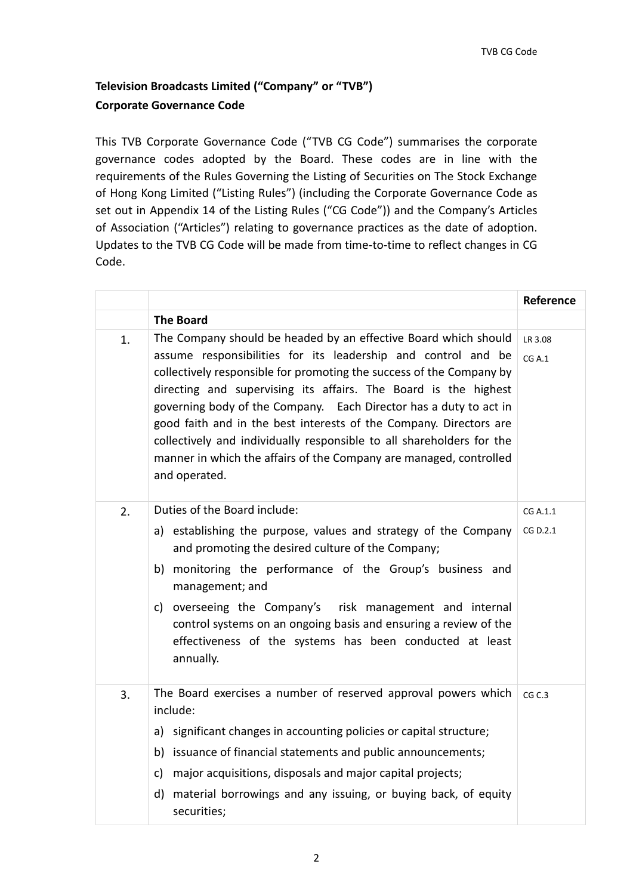**Television Broadcasts Limited ("Company" or "TVB")**
**Corporate Governance Code**

This TVB Corporate Governance Code ("TVB CG Code") summarises the corporate governance codes adopted by the Board. These codes are in line with the requirements of the Rules Governing the Listing of Securities on The Stock Exchange of Hong Kong Limited ("Listing Rules") (including the Corporate Governance Code as set out in Appendix 14 of the Listing Rules ("CG Code")) and the Company's Articles of Association ("Articles") relating to governance practices as the date of adoption. Updates to the TVB CG Code will be made from time-to-time to reflect changes in CG Code.

| | | **Reference** |
|---|---|---|
| | **The Board** | |
| 1. | The Company should be headed by an effective Board which should assume responsibilities for its leadership and control and be collectively responsible for promoting the success of the Company by directing and supervising its affairs. The Board is the highest governing body of the Company. Each Director has a duty to act in good faith and in the best interests of the Company. Directors are collectively and individually responsible to all shareholders for the manner in which the affairs of the Company are managed, controlled and operated. | LR 3.08<br>CG A.1 |
| 2. | Duties of the Board include:<br>a) establishing the purpose, values and strategy of the Company and promoting the desired culture of the Company;<br>b) monitoring the performance of the Group's business and management; and<br>c) overseeing the Company's risk management and internal control systems on an ongoing basis and ensuring a review of the effectiveness of the systems has been conducted at least annually. | CG A.1.1<br>CG D.2.1 |
| 3. | The Board exercises a number of reserved approval powers which include:<br>a) significant changes in accounting policies or capital structure;<br>b) issuance of financial statements and public announcements;<br>c) major acquisitions, disposals and major capital projects;<br>d) material borrowings and any issuing, or buying back, of equity securities; | CG C.3 |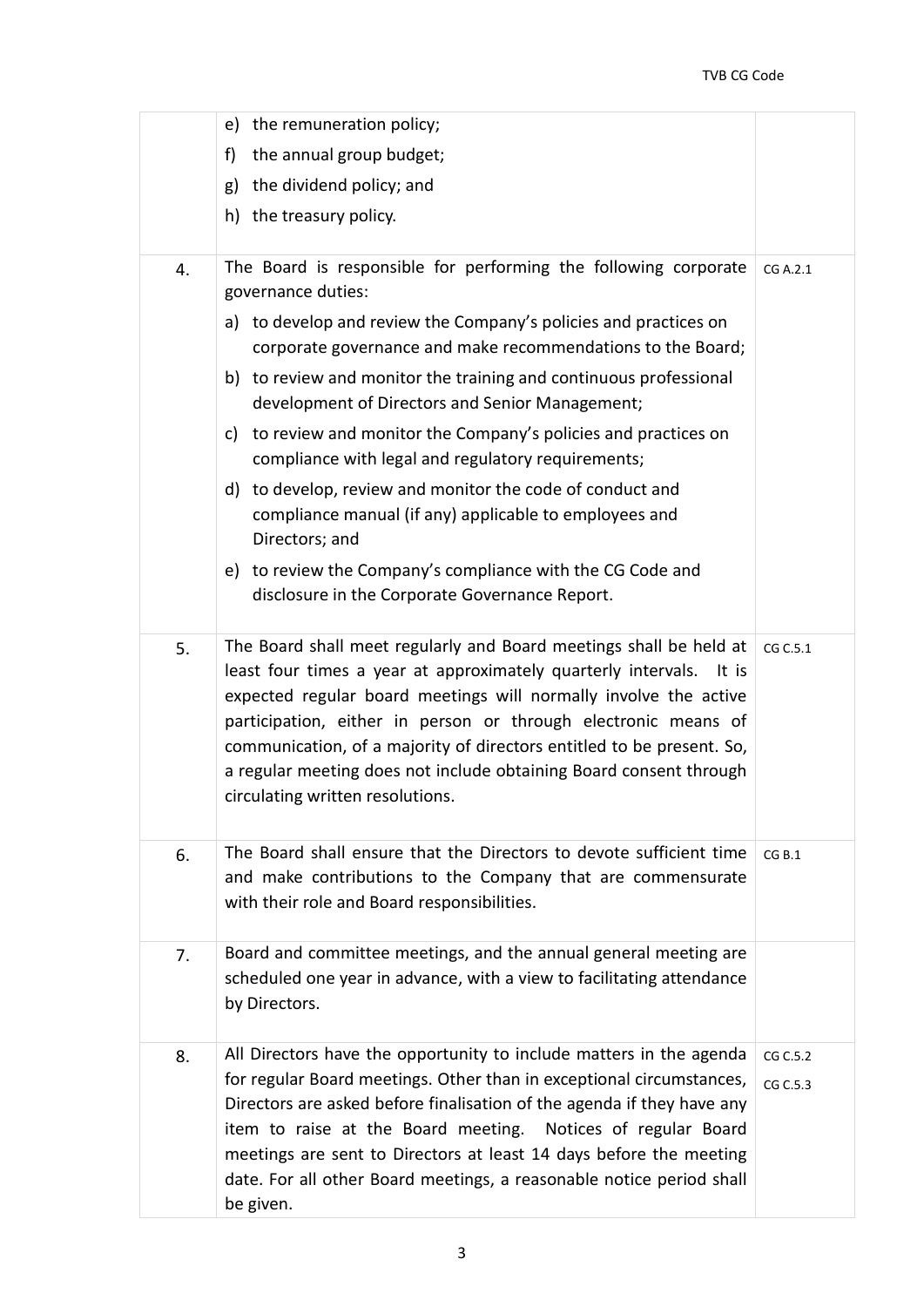| | | |
|---|---|---|
| | e) the remuneration policy;<br>f) the annual group budget;<br>g) the dividend policy; and<br>h) the treasury policy. | |
| 4. | The Board is responsible for performing the following corporate governance duties:<br>a) to develop and review the Company's policies and practices on corporate governance and make recommendations to the Board;<br>b) to review and monitor the training and continuous professional development of Directors and Senior Management;<br>c) to review and monitor the Company's policies and practices on compliance with legal and regulatory requirements;<br>d) to develop, review and monitor the code of conduct and compliance manual (if any) applicable to employees and Directors; and<br>e) to review the Company's compliance with the CG Code and disclosure in the Corporate Governance Report. | CG A.2.1 |
| 5. | The Board shall meet regularly and Board meetings shall be held at least four times a year at approximately quarterly intervals. It is expected regular board meetings will normally involve the active participation, either in person or through electronic means of communication, of a majority of directors entitled to be present. So, a regular meeting does not include obtaining Board consent through circulating written resolutions. | CG C.5.1 |
| 6. | The Board shall ensure that the Directors to devote sufficient time and make contributions to the Company that are commensurate with their role and Board responsibilities. | CG B.1 |
| 7. | Board and committee meetings, and the annual general meeting are scheduled one year in advance, with a view to facilitating attendance by Directors. | |
| 8. | All Directors have the opportunity to include matters in the agenda for regular Board meetings. Other than in exceptional circumstances, Directors are asked before finalisation of the agenda if they have any item to raise at the Board meeting. Notices of regular Board meetings are sent to Directors at least 14 days before the meeting date. For all other Board meetings, a reasonable notice period shall be given. | CG C.5.2<br>CG C.5.3 |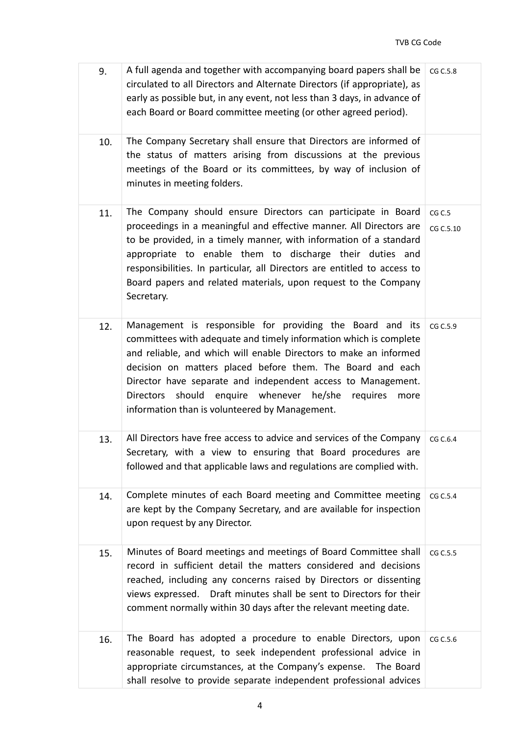| 9. | A full agenda and together with accompanying board papers shall be circulated to all Directors and Alternate Directors (if appropriate), as early as possible but, in any event, not less than 3 days, in advance of each Board or Board committee meeting (or other agreed period). | CG C.5.8 |
|---|---|---|
| 10. | The Company Secretary shall ensure that Directors are informed of the status of matters arising from discussions at the previous meetings of the Board or its committees, by way of inclusion of minutes in meeting folders. | |
| 11. | The Company should ensure Directors can participate in Board proceedings in a meaningful and effective manner. All Directors are to be provided, in a timely manner, with information of a standard appropriate to enable them to discharge their duties and responsibilities. In particular, all Directors are entitled to access to Board papers and related materials, upon request to the Company Secretary. | CG C.5<br>CG C.5.10 |
| 12. | Management is responsible for providing the Board and its committees with adequate and timely information which is complete and reliable, and which will enable Directors to make an informed decision on matters placed before them. The Board and each Director have separate and independent access to Management. Directors should enquire whenever he/she requires more information than is volunteered by Management. | CG C.5.9 |
| 13. | All Directors have free access to advice and services of the Company Secretary, with a view to ensuring that Board procedures are followed and that applicable laws and regulations are complied with. | CG C.6.4 |
| 14. | Complete minutes of each Board meeting and Committee meeting are kept by the Company Secretary, and are available for inspection upon request by any Director. | CG C.5.4 |
| 15. | Minutes of Board meetings and meetings of Board Committee shall record in sufficient detail the matters considered and decisions reached, including any concerns raised by Directors or dissenting views expressed. Draft minutes shall be sent to Directors for their comment normally within 30 days after the relevant meeting date. | CG C.5.5 |
| 16. | The Board has adopted a procedure to enable Directors, upon reasonable request, to seek independent professional advice in appropriate circumstances, at the Company's expense. The Board shall resolve to provide separate independent professional advices | CG C.5.6 |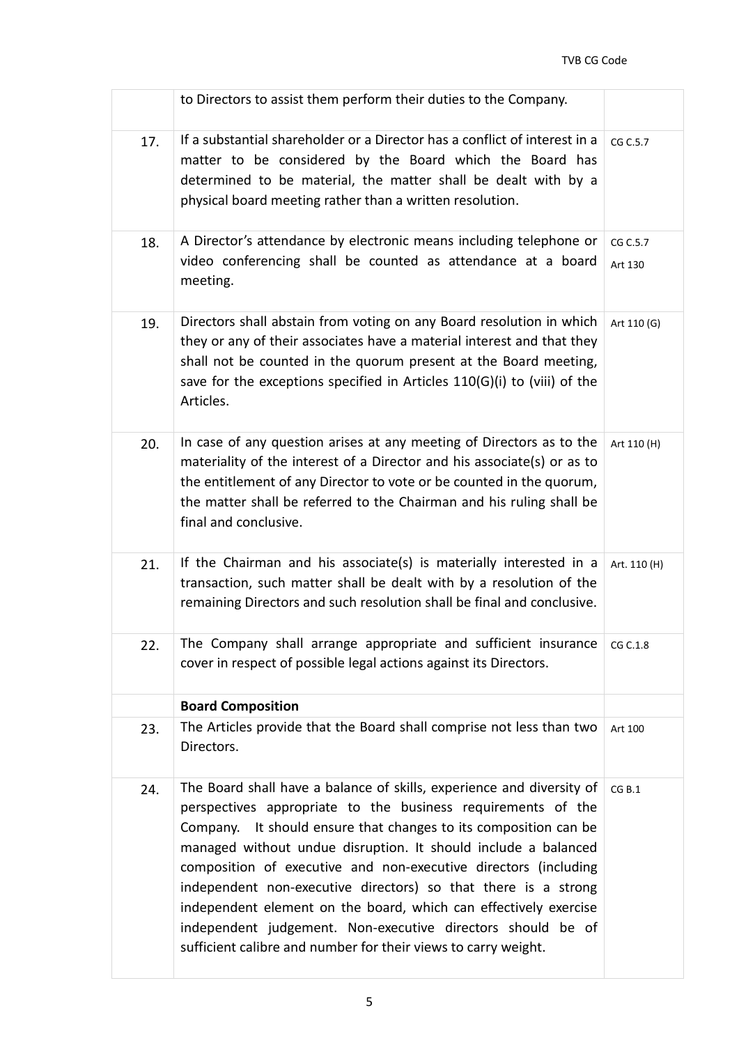| | | |
|---|---|---|
| | to Directors to assist them perform their duties to the Company. | |
| 17. | If a substantial shareholder or a Director has a conflict of interest in a matter to be considered by the Board which the Board has determined to be material, the matter shall be dealt with by a physical board meeting rather than a written resolution. | CG C.5.7 |
| 18. | A Director's attendance by electronic means including telephone or video conferencing shall be counted as attendance at a board meeting. | CG C.5.7<br>Art 130 |
| 19. | Directors shall abstain from voting on any Board resolution in which they or any of their associates have a material interest and that they shall not be counted in the quorum present at the Board meeting, save for the exceptions specified in Articles 110(G)(i) to (viii) of the Articles. | Art 110 (G) |
| 20. | In case of any question arises at any meeting of Directors as to the materiality of the interest of a Director and his associate(s) or as to the entitlement of any Director to vote or be counted in the quorum, the matter shall be referred to the Chairman and his ruling shall be final and conclusive. | Art 110 (H) |
| 21. | If the Chairman and his associate(s) is materially interested in a transaction, such matter shall be dealt with by a resolution of the remaining Directors and such resolution shall be final and conclusive. | Art. 110 (H) |
| 22. | The Company shall arrange appropriate and sufficient insurance cover in respect of possible legal actions against its Directors. | CG C.1.8 |
| | **Board Composition** | |
| 23. | The Articles provide that the Board shall comprise not less than two Directors. | Art 100 |
| 24. | The Board shall have a balance of skills, experience and diversity of perspectives appropriate to the business requirements of the Company. It should ensure that changes to its composition can be managed without undue disruption. It should include a balanced composition of executive and non-executive directors (including independent non-executive directors) so that there is a strong independent element on the board, which can effectively exercise independent judgement. Non-executive directors should be of sufficient calibre and number for their views to carry weight. | CG B.1 |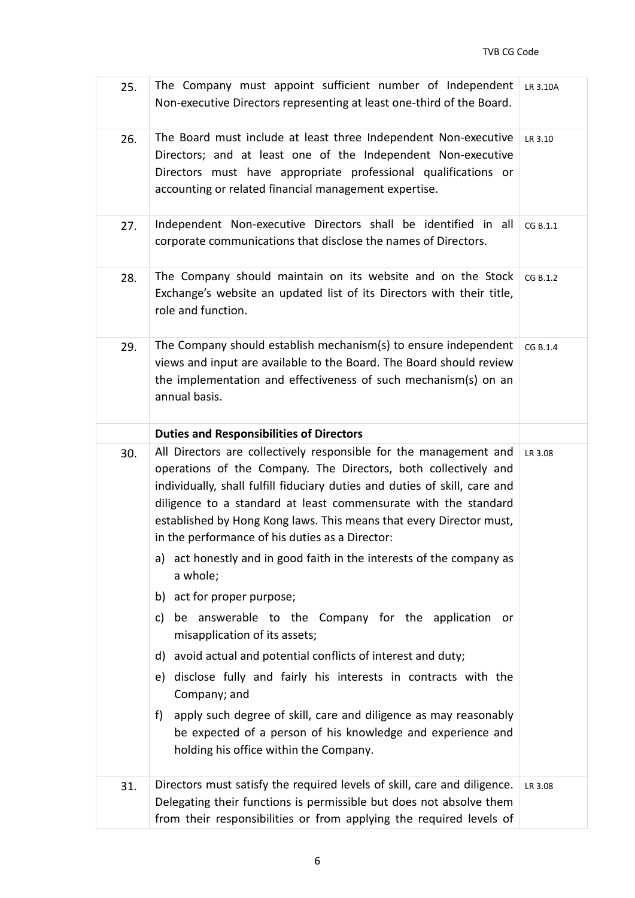| | | |
|---|---|---|
| 25. | The Company must appoint sufficient number of Independent Non-executive Directors representing at least one-third of the Board. | LR 3.10A |
| 26. | The Board must include at least three Independent Non-executive Directors; and at least one of the Independent Non-executive Directors must have appropriate professional qualifications or accounting or related financial management expertise. | LR 3.10 |
| 27. | Independent Non-executive Directors shall be identified in all corporate communications that disclose the names of Directors. | CG B.1.1 |
| 28. | The Company should maintain on its website and on the Stock Exchange's website an updated list of its Directors with their title, role and function. | CG B.1.2 |
| 29. | The Company should establish mechanism(s) to ensure independent views and input are available to the Board. The Board should review the implementation and effectiveness of such mechanism(s) on an annual basis. | CG B.1.4 |
| | **Duties and Responsibilities of Directors** | |
| 30. | All Directors are collectively responsible for the management and operations of the Company. The Directors, both collectively and individually, shall fulfill fiduciary duties and duties of skill, care and diligence to a standard at least commensurate with the standard established by Hong Kong laws. This means that every Director must, in the performance of his duties as a Director:<br>a) act honestly and in good faith in the interests of the company as a whole;<br>b) act for proper purpose;<br>c) be answerable to the Company for the application or misapplication of its assets;<br>d) avoid actual and potential conflicts of interest and duty;<br>e) disclose fully and fairly his interests in contracts with the Company; and<br>f) apply such degree of skill, care and diligence as may reasonably be expected of a person of his knowledge and experience and holding his office within the Company. | LR 3.08 |
| 31. | Directors must satisfy the required levels of skill, care and diligence. Delegating their functions is permissible but does not absolve them from their responsibilities or from applying the required levels of | LR 3.08 |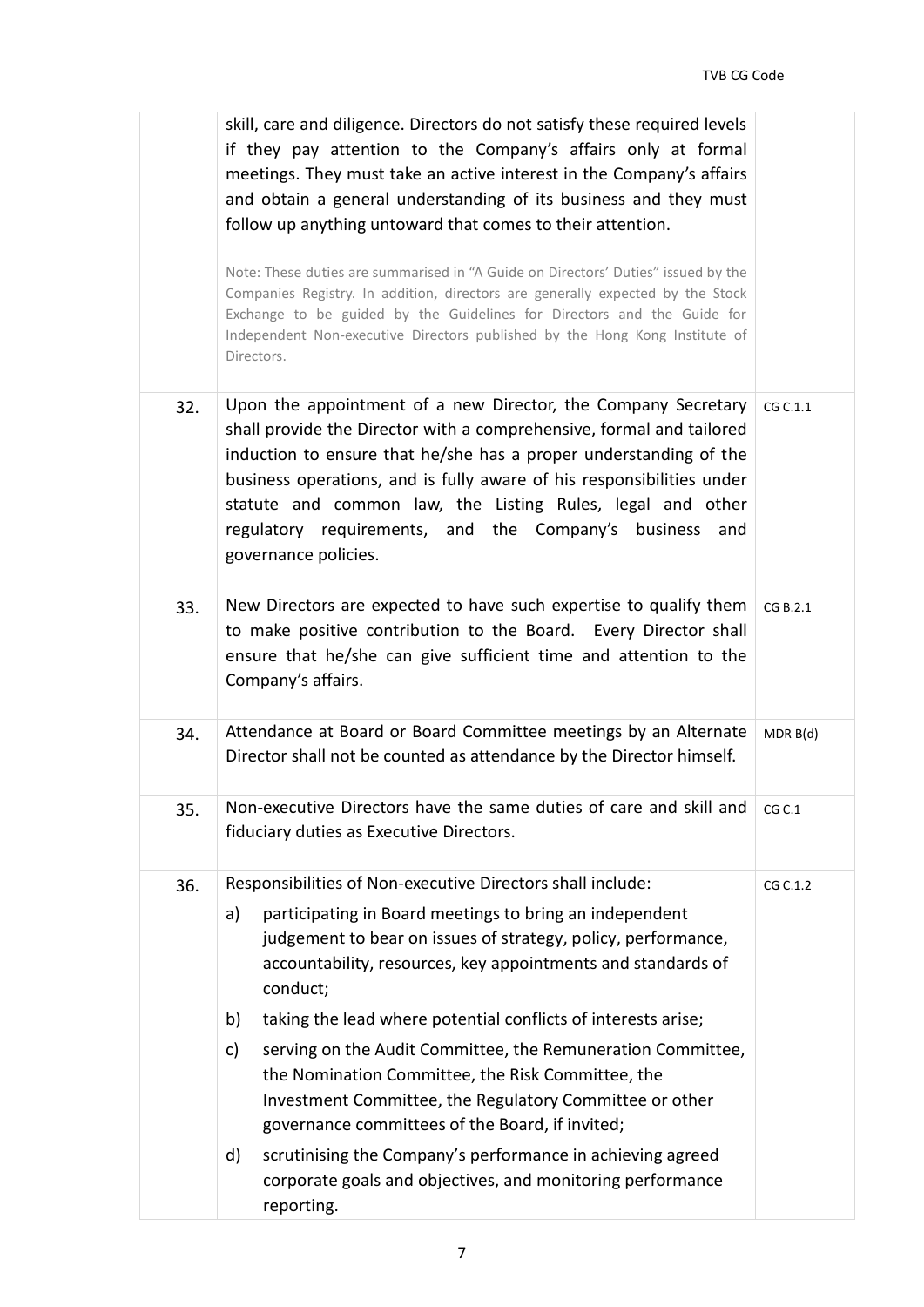| | | |
|---|---|---|
| | skill, care and diligence. Directors do not satisfy these required levels if they pay attention to the Company's affairs only at formal meetings. They must take an active interest in the Company's affairs and obtain a general understanding of its business and they must follow up anything untoward that comes to their attention.<br><br>Note: These duties are summarised in "A Guide on Directors' Duties" issued by the Companies Registry. In addition, directors are generally expected by the Stock Exchange to be guided by the Guidelines for Directors and the Guide for Independent Non-executive Directors published by the Hong Kong Institute of Directors. | |
| 32. | Upon the appointment of a new Director, the Company Secretary shall provide the Director with a comprehensive, formal and tailored induction to ensure that he/she has a proper understanding of the business operations, and is fully aware of his responsibilities under statute and common law, the Listing Rules, legal and other regulatory requirements, and the Company's business and governance policies. | CG C.1.1 |
| 33. | New Directors are expected to have such expertise to qualify them to make positive contribution to the Board. Every Director shall ensure that he/she can give sufficient time and attention to the Company's affairs. | CG B.2.1 |
| 34. | Attendance at Board or Board Committee meetings by an Alternate Director shall not be counted as attendance by the Director himself. | MDR B(d) |
| 35. | Non-executive Directors have the same duties of care and skill and fiduciary duties as Executive Directors. | CG C.1 |
| 36. | Responsibilities of Non-executive Directors shall include:<br>a) participating in Board meetings to bring an independent judgement to bear on issues of strategy, policy, performance, accountability, resources, key appointments and standards of conduct;<br>b) taking the lead where potential conflicts of interests arise;<br>c) serving on the Audit Committee, the Remuneration Committee, the Nomination Committee, the Risk Committee, the Investment Committee, the Regulatory Committee or other governance committees of the Board, if invited;<br>d) scrutinising the Company's performance in achieving agreed corporate goals and objectives, and monitoring performance reporting. | CG C.1.2 |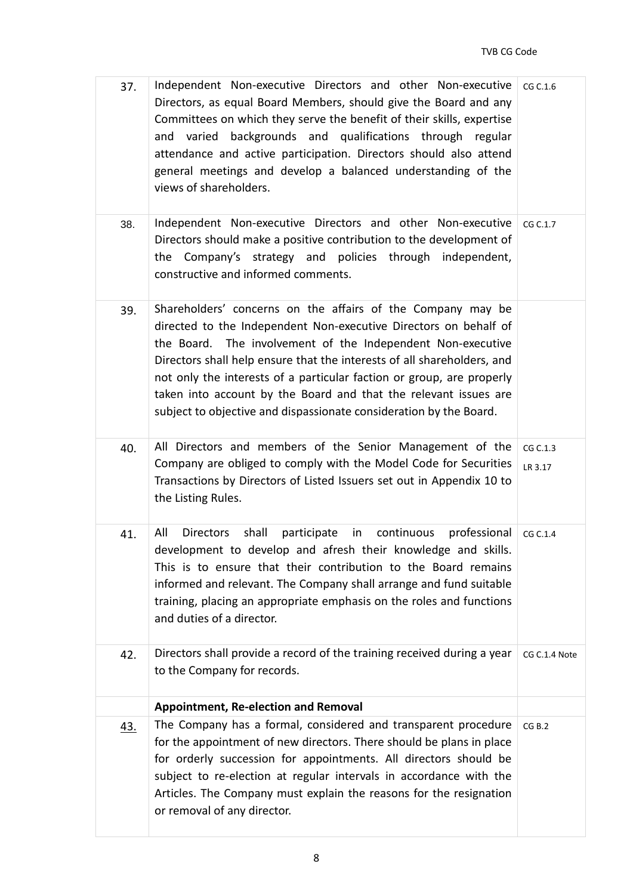| | | |
|---|---|---|
| 37. | Independent Non-executive Directors and other Non-executive Directors, as equal Board Members, should give the Board and any Committees on which they serve the benefit of their skills, expertise and varied backgrounds and qualifications through regular attendance and active participation. Directors should also attend general meetings and develop a balanced understanding of the views of shareholders. | CG C.1.6 |
| 38. | Independent Non-executive Directors and other Non-executive Directors should make a positive contribution to the development of the Company's strategy and policies through independent, constructive and informed comments. | CG C.1.7 |
| 39. | Shareholders' concerns on the affairs of the Company may be directed to the Independent Non-executive Directors on behalf of the Board. The involvement of the Independent Non-executive Directors shall help ensure that the interests of all shareholders, and not only the interests of a particular faction or group, are properly taken into account by the Board and that the relevant issues are subject to objective and dispassionate consideration by the Board. | |
| 40. | All Directors and members of the Senior Management of the Company are obliged to comply with the Model Code for Securities Transactions by Directors of Listed Issuers set out in Appendix 10 to the Listing Rules. | CG C.1.3<br>LR 3.17 |
| 41. | All Directors shall participate in continuous professional development to develop and afresh their knowledge and skills. This is to ensure that their contribution to the Board remains informed and relevant. The Company shall arrange and fund suitable training, placing an appropriate emphasis on the roles and functions and duties of a director. | CG C.1.4 |
| 42. | Directors shall provide a record of the training received during a year to the Company for records. | CG C.1.4 Note |
| | **Appointment, Re-election and Removal** | |
| 43. | The Company has a formal, considered and transparent procedure for the appointment of new directors. There should be plans in place for orderly succession for appointments. All directors should be subject to re-election at regular intervals in accordance with the Articles. The Company must explain the reasons for the resignation or removal of any director. | CG B.2 |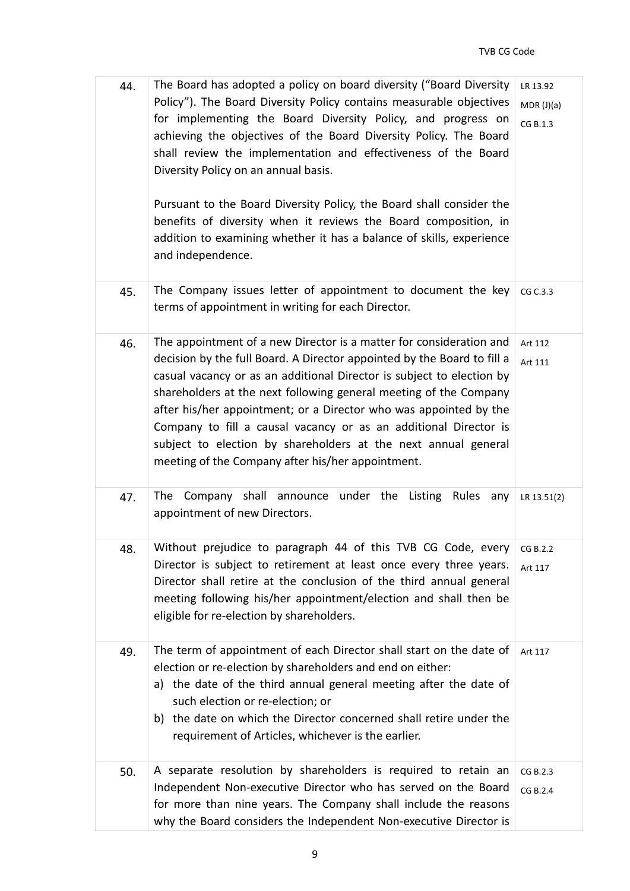| | | |
|---|---|---|
| 44. | The Board has adopted a policy on board diversity ("Board Diversity Policy"). The Board Diversity Policy contains measurable objectives for implementing the Board Diversity Policy, and progress on achieving the objectives of the Board Diversity Policy. The Board shall review the implementation and effectiveness of the Board Diversity Policy on an annual basis.<br><br>Pursuant to the Board Diversity Policy, the Board shall consider the benefits of diversity when it reviews the Board composition, in addition to examining whether it has a balance of skills, experience and independence. | LR 13.92<br>MDR (J)(a)<br>CG B.1.3 |
| 45. | The Company issues letter of appointment to document the key terms of appointment in writing for each Director. | CG C.3.3 |
| 46. | The appointment of a new Director is a matter for consideration and decision by the full Board. A Director appointed by the Board to fill a casual vacancy or as an additional Director is subject to election by shareholders at the next following general meeting of the Company after his/her appointment; or a Director who was appointed by the Company to fill a causal vacancy or as an additional Director is subject to election by shareholders at the next annual general meeting of the Company after his/her appointment. | Art 112<br>Art 111 |
| 47. | The Company shall announce under the Listing Rules any appointment of new Directors. | LR 13.51(2) |
| 48. | Without prejudice to paragraph 44 of this TVB CG Code, every Director is subject to retirement at least once every three years. Director shall retire at the conclusion of the third annual general meeting following his/her appointment/election and shall then be eligible for re-election by shareholders. | CG B.2.2<br>Art 117 |
| 49. | The term of appointment of each Director shall start on the date of election or re-election by shareholders and end on either:<br>a) the date of the third annual general meeting after the date of such election or re-election; or<br>b) the date on which the Director concerned shall retire under the requirement of Articles, whichever is the earlier. | Art 117 |
| 50. | A separate resolution by shareholders is required to retain an Independent Non-executive Director who has served on the Board for more than nine years. The Company shall include the reasons why the Board considers the Independent Non-executive Director is | CG B.2.3<br>CG B.2.4 |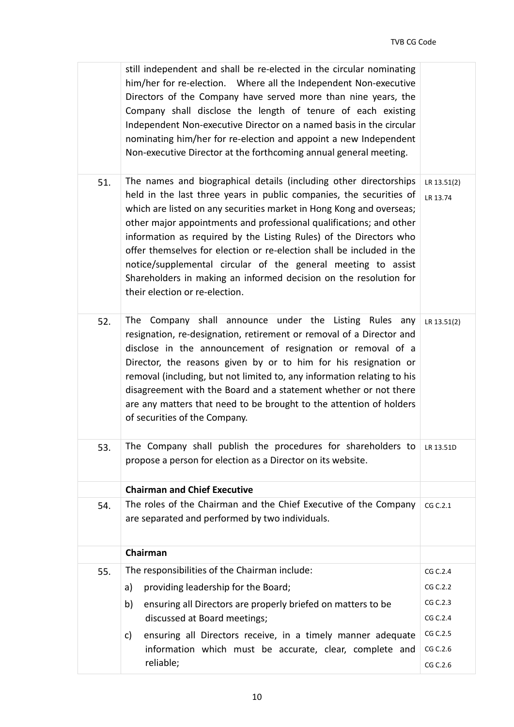| | | |
|---|---|---|
| | still independent and shall be re-elected in the circular nominating him/her for re-election. Where all the Independent Non-executive Directors of the Company have served more than nine years, the Company shall disclose the length of tenure of each existing Independent Non-executive Director on a named basis in the circular nominating him/her for re-election and appoint a new Independent Non-executive Director at the forthcoming annual general meeting. | |
| 51. | The names and biographical details (including other directorships held in the last three years in public companies, the securities of which are listed on any securities market in Hong Kong and overseas; other major appointments and professional qualifications; and other information as required by the Listing Rules) of the Directors who offer themselves for election or re-election shall be included in the notice/supplemental circular of the general meeting to assist Shareholders in making an informed decision on the resolution for their election or re-election. | LR 13.51(2)<br>LR 13.74 |
| 52. | The Company shall announce under the Listing Rules any resignation, re-designation, retirement or removal of a Director and disclose in the announcement of resignation or removal of a Director, the reasons given by or to him for his resignation or removal (including, but not limited to, any information relating to his disagreement with the Board and a statement whether or not there are any matters that need to be brought to the attention of holders of securities of the Company. | LR 13.51(2) |
| 53. | The Company shall publish the procedures for shareholders to propose a person for election as a Director on its website. | LR 13.51D |
| | **Chairman and Chief Executive** | |
| 54. | The roles of the Chairman and the Chief Executive of the Company are separated and performed by two individuals. | CG C.2.1 |
| | **Chairman** | |
| 55. | The responsibilities of the Chairman include:<br>a) providing leadership for the Board;<br>b) ensuring all Directors are properly briefed on matters to be discussed at Board meetings;<br>c) ensuring all Directors receive, in a timely manner adequate information which must be accurate, clear, complete and reliable; | CG C.2.4<br>CG C.2.2<br>CG C.2.3<br>CG C.2.4<br>CG C.2.5<br>CG C.2.6<br>CG C.2.6 |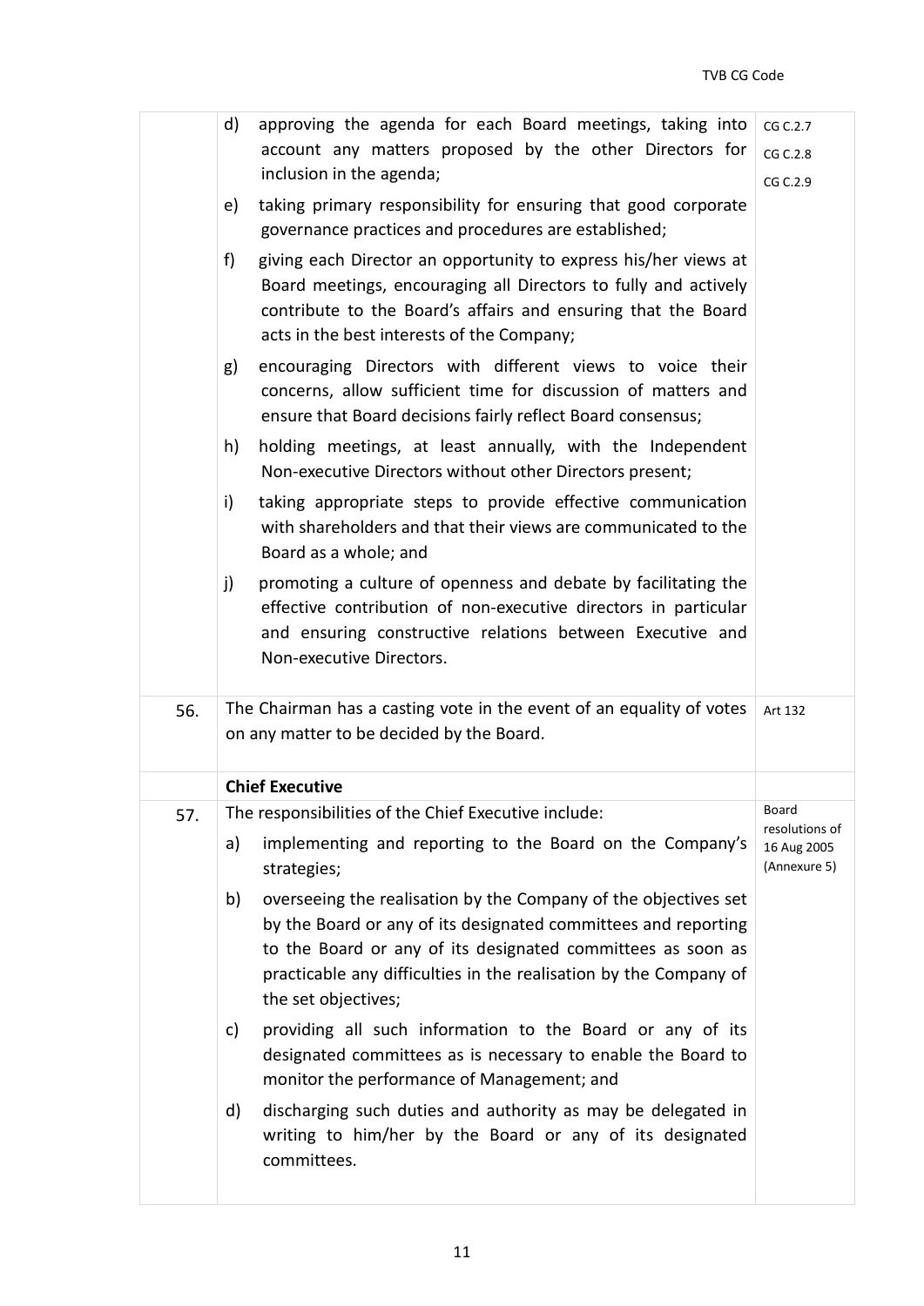| | | |
|---|---|---|
| | d) approving the agenda for each Board meetings, taking into account any matters proposed by the other Directors for inclusion in the agenda;<br><br>e) taking primary responsibility for ensuring that good corporate governance practices and procedures are established;<br><br>f) giving each Director an opportunity to express his/her views at Board meetings, encouraging all Directors to fully and actively contribute to the Board's affairs and ensuring that the Board acts in the best interests of the Company;<br><br>g) encouraging Directors with different views to voice their concerns, allow sufficient time for discussion of matters and ensure that Board decisions fairly reflect Board consensus;<br><br>h) holding meetings, at least annually, with the Independent Non-executive Directors without other Directors present;<br><br>i) taking appropriate steps to provide effective communication with shareholders and that their views are communicated to the Board as a whole; and<br><br>j) promoting a culture of openness and debate by facilitating the effective contribution of non-executive directors in particular and ensuring constructive relations between Executive and Non-executive Directors. | CG C.2.7<br>CG C.2.8<br>CG C.2.9 |
| 56. | The Chairman has a casting vote in the event of an equality of votes on any matter to be decided by the Board. | Art 132 |
| | **Chief Executive** | |
| 57. | The responsibilities of the Chief Executive include:<br><br>a) implementing and reporting to the Board on the Company's strategies;<br><br>b) overseeing the realisation by the Company of the objectives set by the Board or any of its designated committees and reporting to the Board or any of its designated committees as soon as practicable any difficulties in the realisation by the Company of the set objectives;<br><br>c) providing all such information to the Board or any of its designated committees as is necessary to enable the Board to monitor the performance of Management; and<br><br>d) discharging such duties and authority as may be delegated in writing to him/her by the Board or any of its designated committees. | Board resolutions of 16 Aug 2005 (Annexure 5) |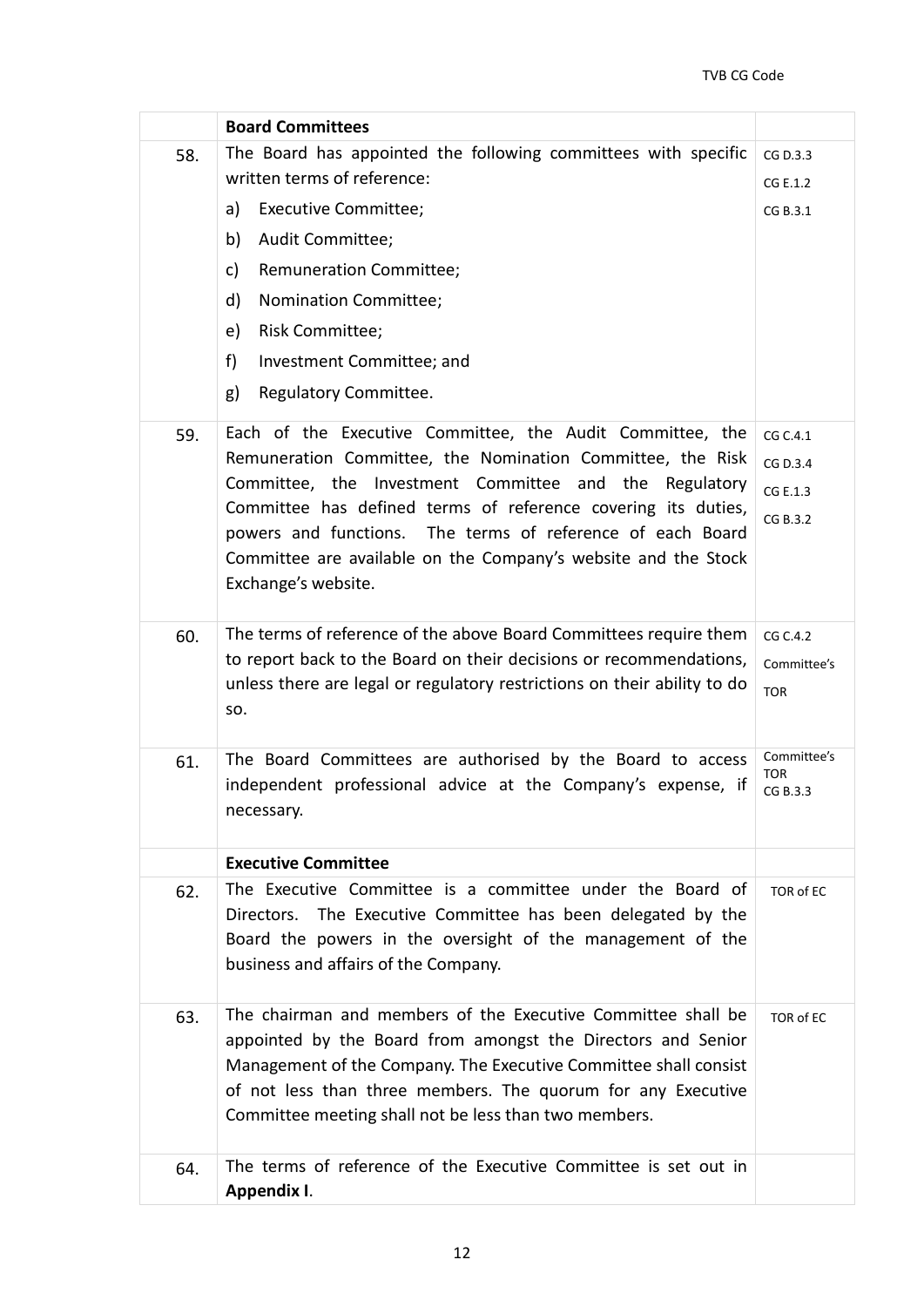| | **Board Committees** | |
|---|---|---|
| 58. | The Board has appointed the following committees with specific written terms of reference:<br>a) Executive Committee;<br>b) Audit Committee;<br>c) Remuneration Committee;<br>d) Nomination Committee;<br>e) Risk Committee;<br>f) Investment Committee; and<br>g) Regulatory Committee. | CG D.3.3<br>CG E.1.2<br>CG B.3.1 |
| 59. | Each of the Executive Committee, the Audit Committee, the Remuneration Committee, the Nomination Committee, the Risk Committee, the Investment Committee and the Regulatory Committee has defined terms of reference covering its duties, powers and functions. The terms of reference of each Board Committee are available on the Company's website and the Stock Exchange's website. | CG C.4.1<br>CG D.3.4<br>CG E.1.3<br>CG B.3.2 |
| 60. | The terms of reference of the above Board Committees require them to report back to the Board on their decisions or recommendations, unless there are legal or regulatory restrictions on their ability to do so. | CG C.4.2<br>Committee's TOR |
| 61. | The Board Committees are authorised by the Board to access independent professional advice at the Company's expense, if necessary. | Committee's TOR<br>CG B.3.3 |
| | **Executive Committee** | |
| 62. | The Executive Committee is a committee under the Board of Directors. The Executive Committee has been delegated by the Board the powers in the oversight of the management of the business and affairs of the Company. | TOR of EC |
| 63. | The chairman and members of the Executive Committee shall be appointed by the Board from amongst the Directors and Senior Management of the Company. The Executive Committee shall consist of not less than three members. The quorum for any Executive Committee meeting shall not be less than two members. | TOR of EC |
| 64. | The terms of reference of the Executive Committee is set out in **Appendix I**. | |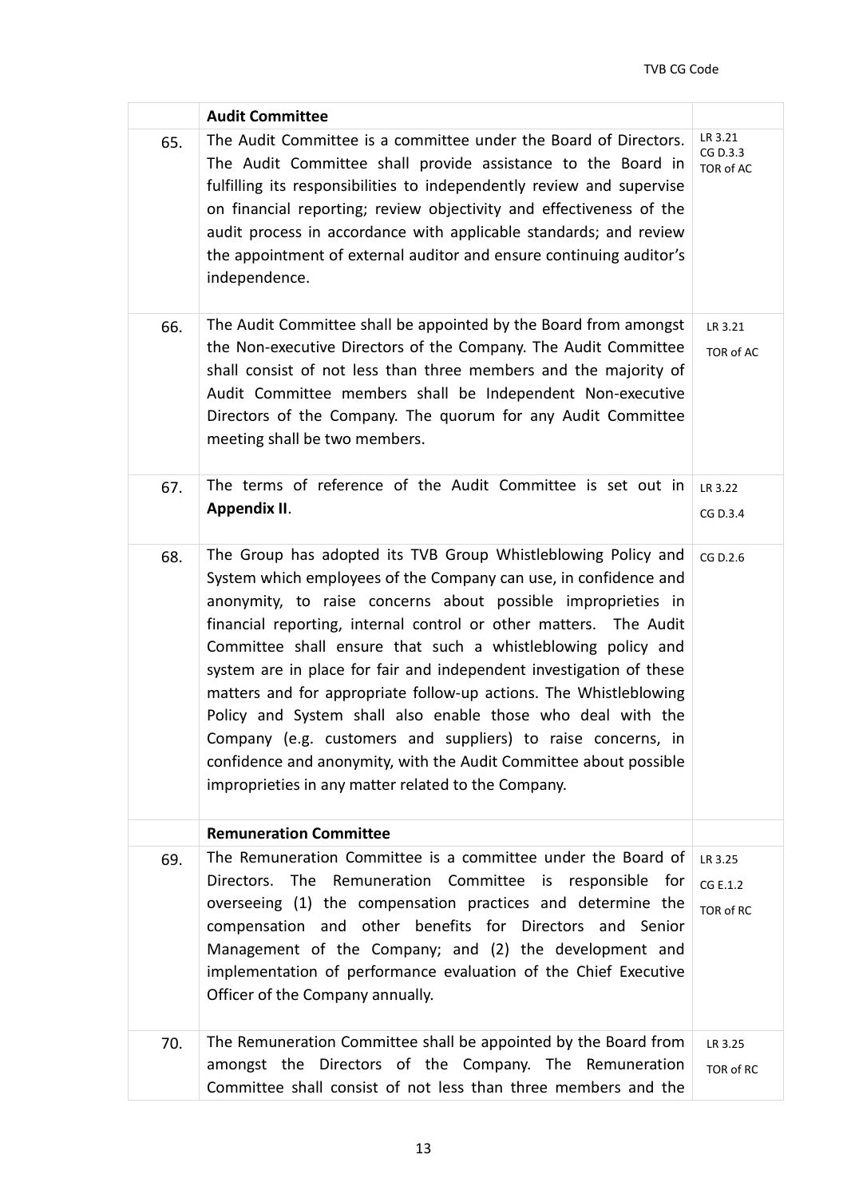| | **Audit Committee** | |
|---|---|---|
| 65. | The Audit Committee is a committee under the Board of Directors. The Audit Committee shall provide assistance to the Board in fulfilling its responsibilities to independently review and supervise on financial reporting; review objectivity and effectiveness of the audit process in accordance with applicable standards; and review the appointment of external auditor and ensure continuing auditor's independence. | LR 3.21<br>CG D.3.3<br>TOR of AC |
| 66. | The Audit Committee shall be appointed by the Board from amongst the Non-executive Directors of the Company. The Audit Committee shall consist of not less than three members and the majority of Audit Committee members shall be Independent Non-executive Directors of the Company. The quorum for any Audit Committee meeting shall be two members. | LR 3.21<br>TOR of AC |
| 67. | The terms of reference of the Audit Committee is set out in **Appendix II**. | LR 3.22<br>CG D.3.4 |
| 68. | The Group has adopted its TVB Group Whistleblowing Policy and System which employees of the Company can use, in confidence and anonymity, to raise concerns about possible improprieties in financial reporting, internal control or other matters. The Audit Committee shall ensure that such a whistleblowing policy and system are in place for fair and independent investigation of these matters and for appropriate follow-up actions. The Whistleblowing Policy and System shall also enable those who deal with the Company (e.g. customers and suppliers) to raise concerns, in confidence and anonymity, with the Audit Committee about possible improprieties in any matter related to the Company. | CG D.2.6 |
| | **Remuneration Committee** | |
| 69. | The Remuneration Committee is a committee under the Board of Directors. The Remuneration Committee is responsible for overseeing (1) the compensation practices and determine the compensation and other benefits for Directors and Senior Management of the Company; and (2) the development and implementation of performance evaluation of the Chief Executive Officer of the Company annually. | LR 3.25<br>CG E.1.2<br>TOR of RC |
| 70. | The Remuneration Committee shall be appointed by the Board from amongst the Directors of the Company. The Remuneration Committee shall consist of not less than three members and the | LR 3.25<br>TOR of RC |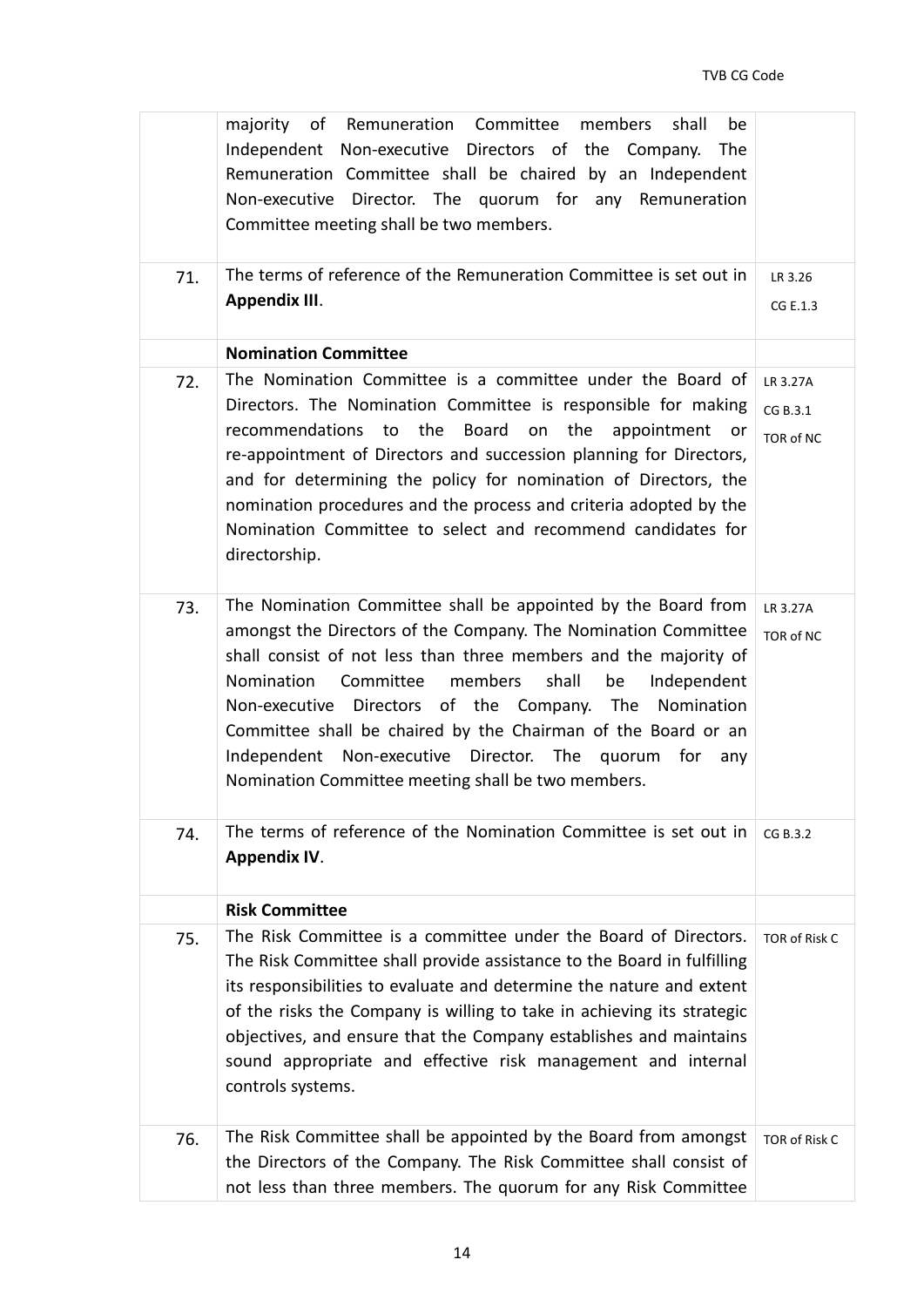| | | |
|---|---|---|
| | majority of Remuneration Committee members shall be Independent Non-executive Directors of the Company. The Remuneration Committee shall be chaired by an Independent Non-executive Director. The quorum for any Remuneration Committee meeting shall be two members. | |
| 71. | The terms of reference of the Remuneration Committee is set out in **Appendix III**. | LR 3.26<br>CG E.1.3 |
| | **Nomination Committee** | |
| 72. | The Nomination Committee is a committee under the Board of Directors. The Nomination Committee is responsible for making recommendations to the Board on the appointment or re-appointment of Directors and succession planning for Directors, and for determining the policy for nomination of Directors, the nomination procedures and the process and criteria adopted by the Nomination Committee to select and recommend candidates for directorship. | LR 3.27A<br>CG B.3.1<br>TOR of NC |
| 73. | The Nomination Committee shall be appointed by the Board from amongst the Directors of the Company. The Nomination Committee shall consist of not less than three members and the majority of Nomination Committee members shall be Independent Non-executive Directors of the Company. The Nomination Committee shall be chaired by the Chairman of the Board or an Independent Non-executive Director. The quorum for any Nomination Committee meeting shall be two members. | LR 3.27A<br>TOR of NC |
| 74. | The terms of reference of the Nomination Committee is set out in **Appendix IV**. | CG B.3.2 |
| | **Risk Committee** | |
| 75. | The Risk Committee is a committee under the Board of Directors. The Risk Committee shall provide assistance to the Board in fulfilling its responsibilities to evaluate and determine the nature and extent of the risks the Company is willing to take in achieving its strategic objectives, and ensure that the Company establishes and maintains sound appropriate and effective risk management and internal controls systems. | TOR of Risk C |
| 76. | The Risk Committee shall be appointed by the Board from amongst the Directors of the Company. The Risk Committee shall consist of not less than three members. The quorum for any Risk Committee | TOR of Risk C |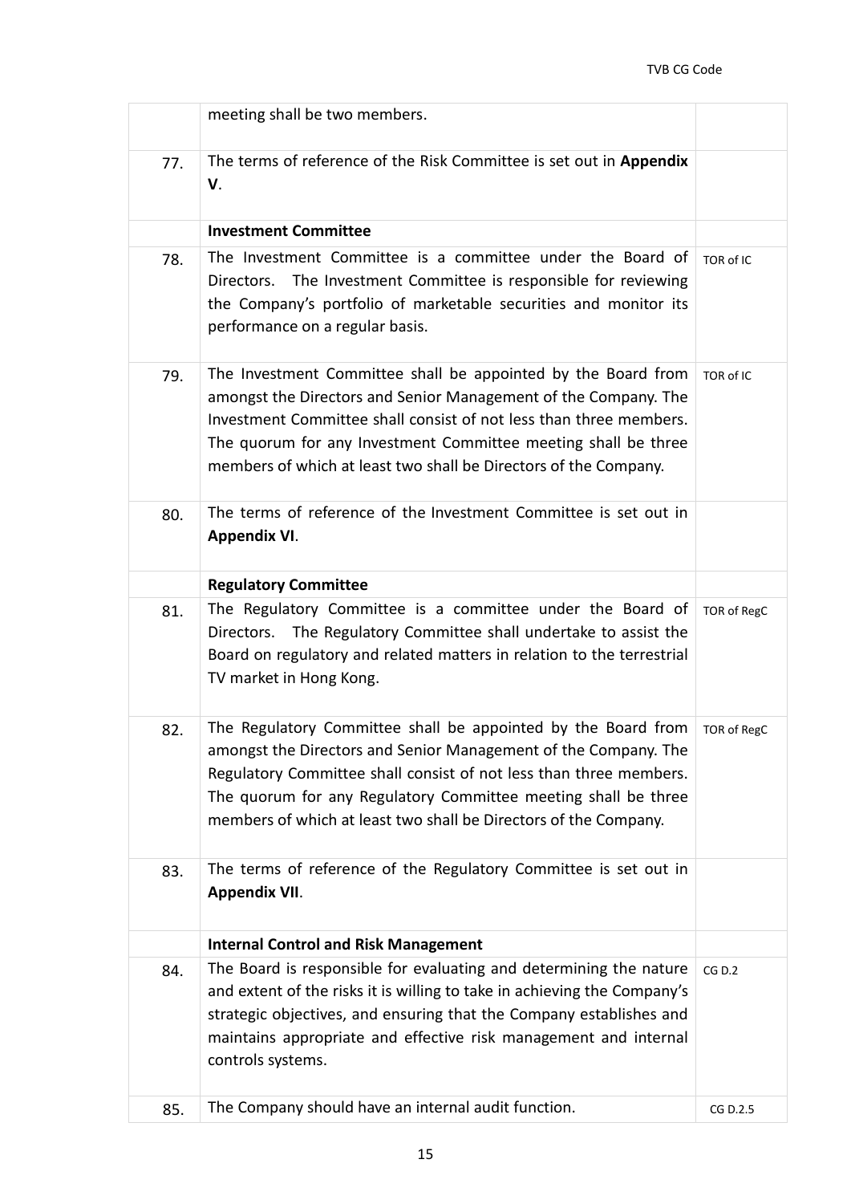|  |  |  |
|---|---|---|
|  | meeting shall be two members. |  |
| 77. | The terms of reference of the Risk Committee is set out in **Appendix V**. |  |
|  | **Investment Committee** |  |
| 78. | The Investment Committee is a committee under the Board of Directors. The Investment Committee is responsible for reviewing the Company's portfolio of marketable securities and monitor its performance on a regular basis. | TOR of IC |
| 79. | The Investment Committee shall be appointed by the Board from amongst the Directors and Senior Management of the Company. The Investment Committee shall consist of not less than three members. The quorum for any Investment Committee meeting shall be three members of which at least two shall be Directors of the Company. | TOR of IC |
| 80. | The terms of reference of the Investment Committee is set out in **Appendix VI**. |  |
|  | **Regulatory Committee** |  |
| 81. | The Regulatory Committee is a committee under the Board of Directors. The Regulatory Committee shall undertake to assist the Board on regulatory and related matters in relation to the terrestrial TV market in Hong Kong. | TOR of RegC |
| 82. | The Regulatory Committee shall be appointed by the Board from amongst the Directors and Senior Management of the Company. The Regulatory Committee shall consist of not less than three members. The quorum for any Regulatory Committee meeting shall be three members of which at least two shall be Directors of the Company. | TOR of RegC |
| 83. | The terms of reference of the Regulatory Committee is set out in **Appendix VII**. |  |
|  | **Internal Control and Risk Management** |  |
| 84. | The Board is responsible for evaluating and determining the nature and extent of the risks it is willing to take in achieving the Company's strategic objectives, and ensuring that the Company establishes and maintains appropriate and effective risk management and internal controls systems. | CG D.2 |
| 85. | The Company should have an internal audit function. | CG D.2.5 |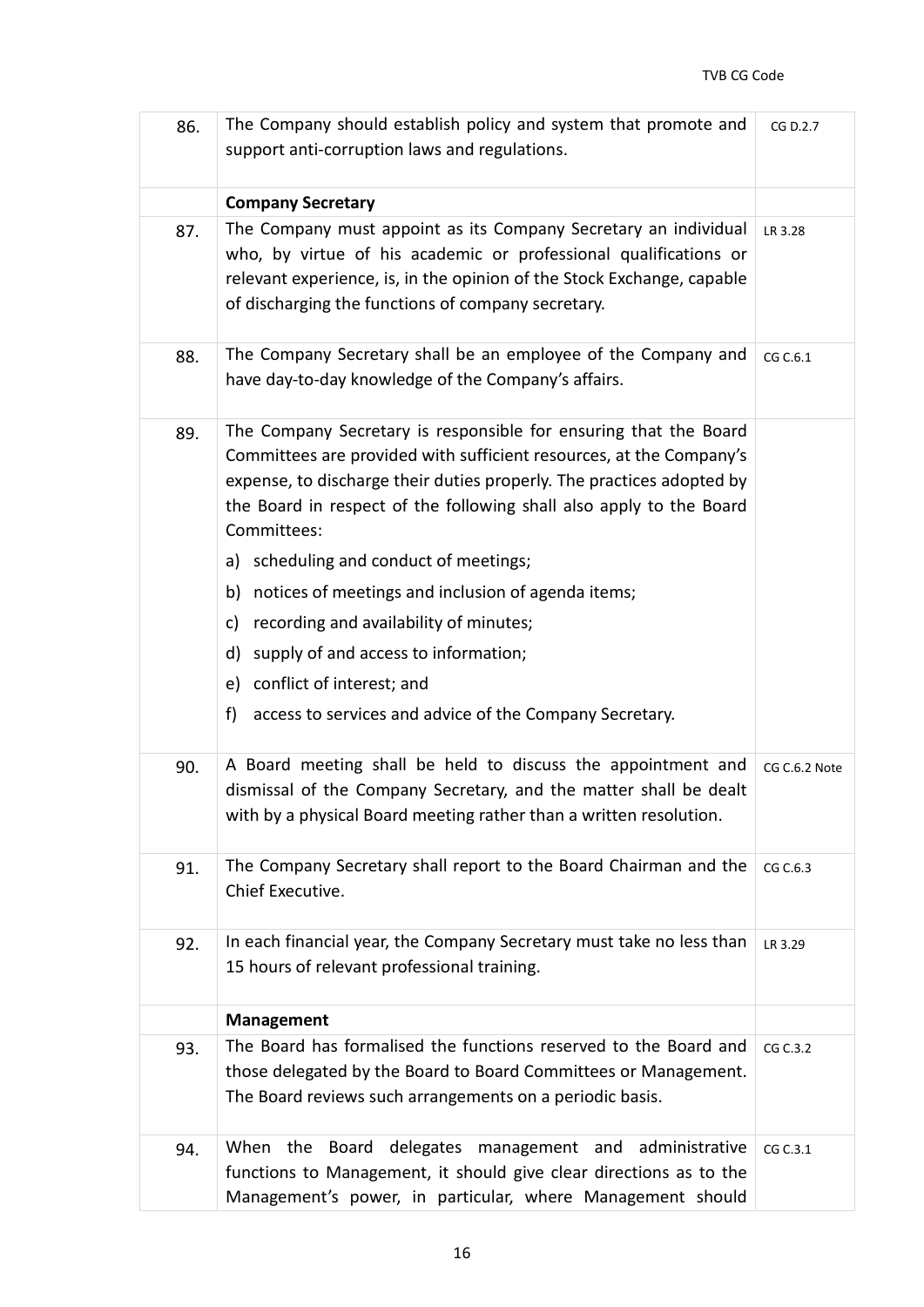| | | |
|---|---|---|
| 86. | The Company should establish policy and system that promote and support anti-corruption laws and regulations. | CG D.2.7 |
| | **Company Secretary** | |
| 87. | The Company must appoint as its Company Secretary an individual who, by virtue of his academic or professional qualifications or relevant experience, is, in the opinion of the Stock Exchange, capable of discharging the functions of company secretary. | LR 3.28 |
| 88. | The Company Secretary shall be an employee of the Company and have day-to-day knowledge of the Company's affairs. | CG C.6.1 |
| 89. | The Company Secretary is responsible for ensuring that the Board Committees are provided with sufficient resources, at the Company's expense, to discharge their duties properly. The practices adopted by the Board in respect of the following shall also apply to the Board Committees:<br>a) scheduling and conduct of meetings;<br>b) notices of meetings and inclusion of agenda items;<br>c) recording and availability of minutes;<br>d) supply of and access to information;<br>e) conflict of interest; and<br>f) access to services and advice of the Company Secretary. | |
| 90. | A Board meeting shall be held to discuss the appointment and dismissal of the Company Secretary, and the matter shall be dealt with by a physical Board meeting rather than a written resolution. | CG C.6.2 Note |
| 91. | The Company Secretary shall report to the Board Chairman and the Chief Executive. | CG C.6.3 |
| 92. | In each financial year, the Company Secretary must take no less than 15 hours of relevant professional training. | LR 3.29 |
| | **Management** | |
| 93. | The Board has formalised the functions reserved to the Board and those delegated by the Board to Board Committees or Management. The Board reviews such arrangements on a periodic basis. | CG C.3.2 |
| 94. | When the Board delegates management and administrative functions to Management, it should give clear directions as to the Management's power, in particular, where Management should | CG C.3.1 |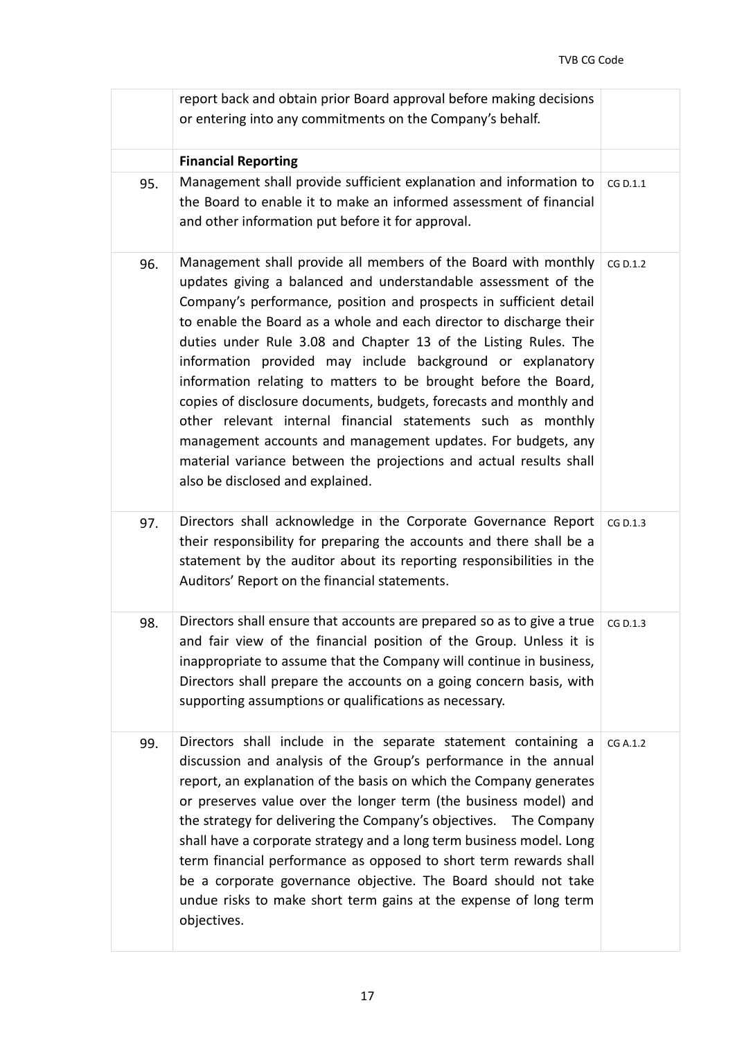| | | |
|---|---|---|
| | report back and obtain prior Board approval before making decisions or entering into any commitments on the Company's behalf. | |
| | **Financial Reporting** | |
| 95. | Management shall provide sufficient explanation and information to the Board to enable it to make an informed assessment of financial and other information put before it for approval. | CG D.1.1 |
| 96. | Management shall provide all members of the Board with monthly updates giving a balanced and understandable assessment of the Company's performance, position and prospects in sufficient detail to enable the Board as a whole and each director to discharge their duties under Rule 3.08 and Chapter 13 of the Listing Rules. The information provided may include background or explanatory information relating to matters to be brought before the Board, copies of disclosure documents, budgets, forecasts and monthly and other relevant internal financial statements such as monthly management accounts and management updates. For budgets, any material variance between the projections and actual results shall also be disclosed and explained. | CG D.1.2 |
| 97. | Directors shall acknowledge in the Corporate Governance Report their responsibility for preparing the accounts and there shall be a statement by the auditor about its reporting responsibilities in the Auditors' Report on the financial statements. | CG D.1.3 |
| 98. | Directors shall ensure that accounts are prepared so as to give a true and fair view of the financial position of the Group. Unless it is inappropriate to assume that the Company will continue in business, Directors shall prepare the accounts on a going concern basis, with supporting assumptions or qualifications as necessary. | CG D.1.3 |
| 99. | Directors shall include in the separate statement containing a discussion and analysis of the Group's performance in the annual report, an explanation of the basis on which the Company generates or preserves value over the longer term (the business model) and the strategy for delivering the Company's objectives. The Company shall have a corporate strategy and a long term business model. Long term financial performance as opposed to short term rewards shall be a corporate governance objective. The Board should not take undue risks to make short term gains at the expense of long term objectives. | CG A.1.2 |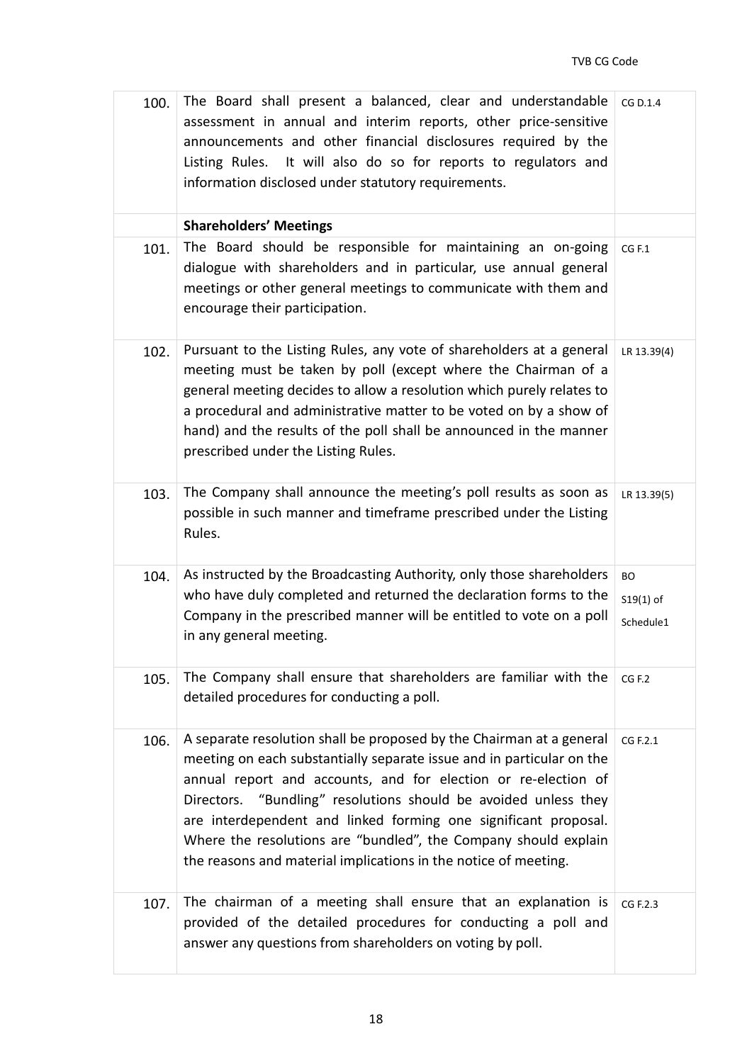| | | |
|---|---|---|
| 100. | The Board shall present a balanced, clear and understandable assessment in annual and interim reports, other price-sensitive announcements and other financial disclosures required by the Listing Rules. It will also do so for reports to regulators and information disclosed under statutory requirements. | CG D.1.4 |
| | **Shareholders' Meetings** | |
| 101. | The Board should be responsible for maintaining an on-going dialogue with shareholders and in particular, use annual general meetings or other general meetings to communicate with them and encourage their participation. | CG F.1 |
| 102. | Pursuant to the Listing Rules, any vote of shareholders at a general meeting must be taken by poll (except where the Chairman of a general meeting decides to allow a resolution which purely relates to a procedural and administrative matter to be voted on by a show of hand) and the results of the poll shall be announced in the manner prescribed under the Listing Rules. | LR 13.39(4) |
| 103. | The Company shall announce the meeting's poll results as soon as possible in such manner and timeframe prescribed under the Listing Rules. | LR 13.39(5) |
| 104. | As instructed by the Broadcasting Authority, only those shareholders who have duly completed and returned the declaration forms to the Company in the prescribed manner will be entitled to vote on a poll in any general meeting. | BO S19(1) of Schedule1 |
| 105. | The Company shall ensure that shareholders are familiar with the detailed procedures for conducting a poll. | CG F.2 |
| 106. | A separate resolution shall be proposed by the Chairman at a general meeting on each substantially separate issue and in particular on the annual report and accounts, and for election or re-election of Directors. "Bundling" resolutions should be avoided unless they are interdependent and linked forming one significant proposal. Where the resolutions are "bundled", the Company should explain the reasons and material implications in the notice of meeting. | CG F.2.1 |
| 107. | The chairman of a meeting shall ensure that an explanation is provided of the detailed procedures for conducting a poll and answer any questions from shareholders on voting by poll. | CG F.2.3 |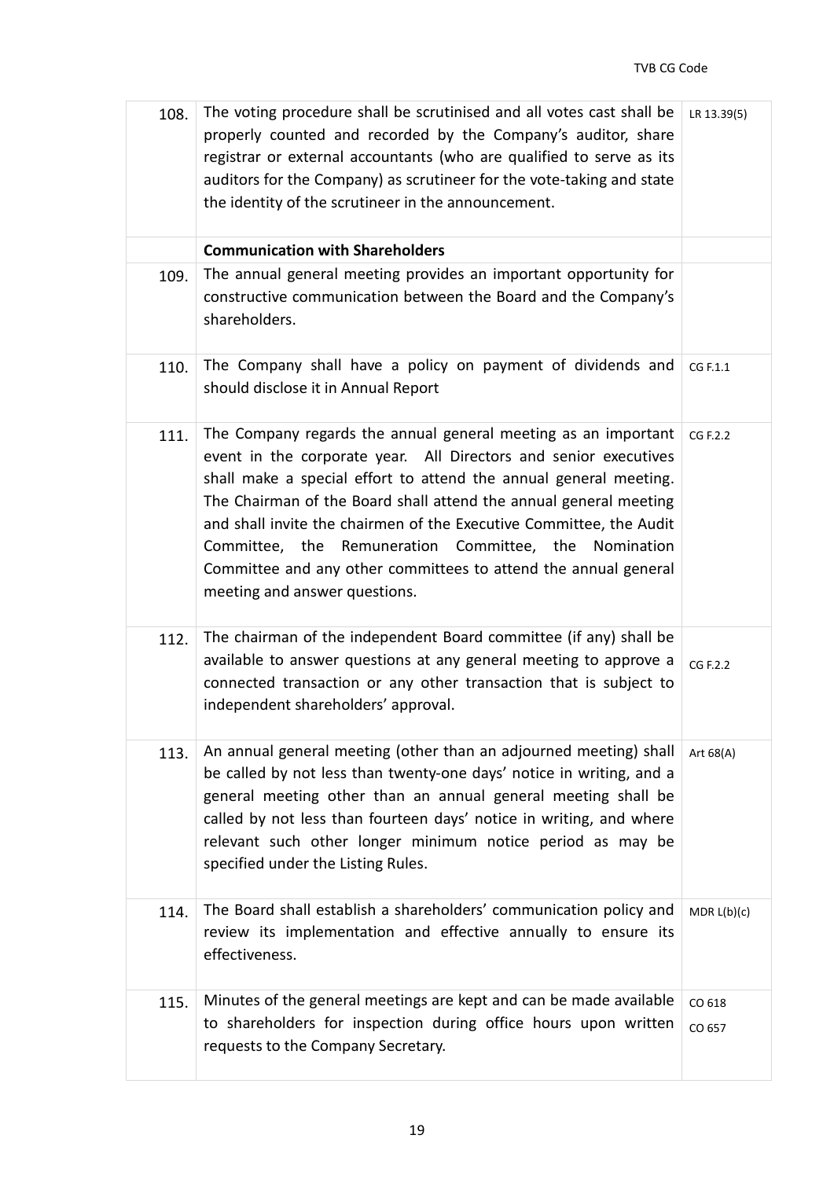| | | |
|---|---|---|
| 108. | The voting procedure shall be scrutinised and all votes cast shall be properly counted and recorded by the Company's auditor, share registrar or external accountants (who are qualified to serve as its auditors for the Company) as scrutineer for the vote-taking and state the identity of the scrutineer in the announcement. | LR 13.39(5) |
| | **Communication with Shareholders** | |
| 109. | The annual general meeting provides an important opportunity for constructive communication between the Board and the Company's shareholders. | |
| 110. | The Company shall have a policy on payment of dividends and should disclose it in Annual Report | CG F.1.1 |
| 111. | The Company regards the annual general meeting as an important event in the corporate year. All Directors and senior executives shall make a special effort to attend the annual general meeting. The Chairman of the Board shall attend the annual general meeting and shall invite the chairmen of the Executive Committee, the Audit Committee, the Remuneration Committee, the Nomination Committee and any other committees to attend the annual general meeting and answer questions. | CG F.2.2 |
| 112. | The chairman of the independent Board committee (if any) shall be available to answer questions at any general meeting to approve a connected transaction or any other transaction that is subject to independent shareholders' approval. | CG F.2.2 |
| 113. | An annual general meeting (other than an adjourned meeting) shall be called by not less than twenty-one days' notice in writing, and a general meeting other than an annual general meeting shall be called by not less than fourteen days' notice in writing, and where relevant such other longer minimum notice period as may be specified under the Listing Rules. | Art 68(A) |
| 114. | The Board shall establish a shareholders' communication policy and review its implementation and effective annually to ensure its effectiveness. | MDR L(b)(c) |
| 115. | Minutes of the general meetings are kept and can be made available to shareholders for inspection during office hours upon written requests to the Company Secretary. | CO 618<br>CO 657 |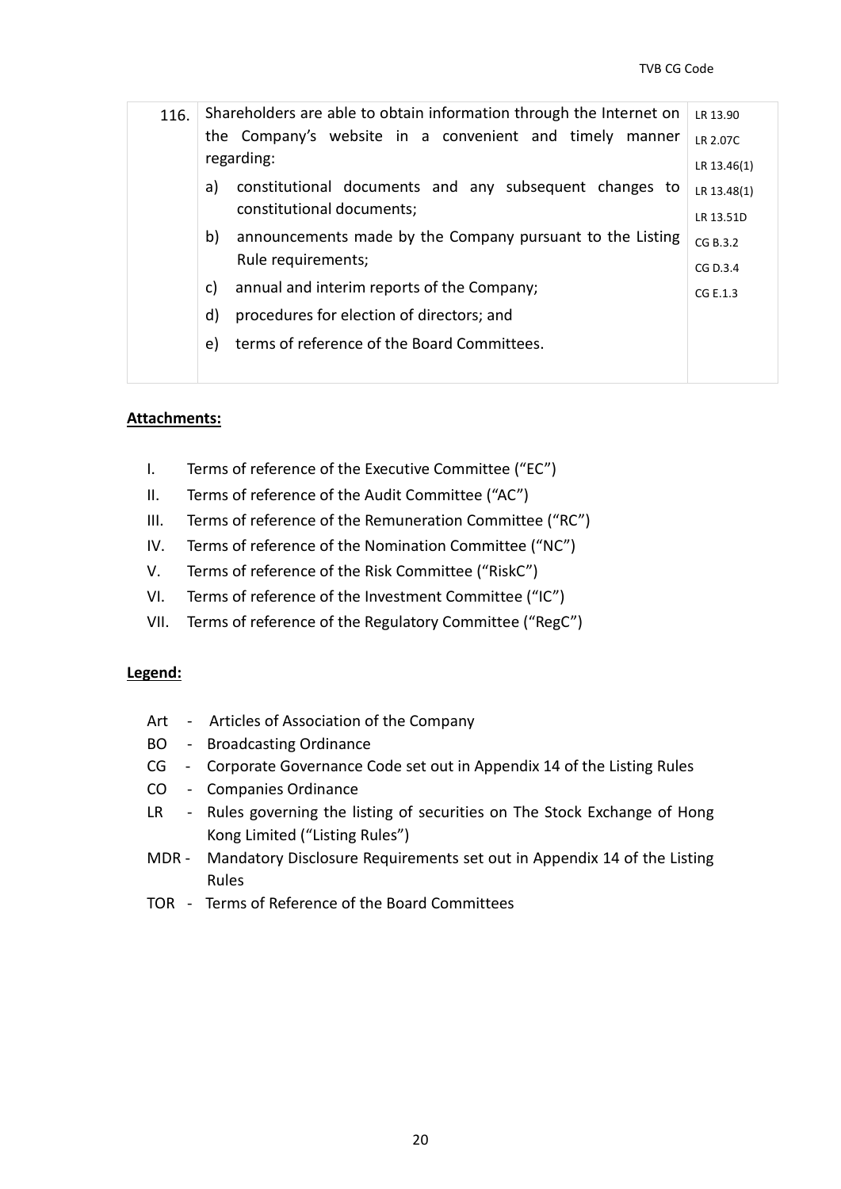| | | |
|---|---|---|
| 116. | Shareholders are able to obtain information through the Internet on the Company's website in a convenient and timely manner regarding:<br>a) constitutional documents and any subsequent changes to constitutional documents;<br>b) announcements made by the Company pursuant to the Listing Rule requirements;<br>c) annual and interim reports of the Company;<br>d) procedures for election of directors; and<br>e) terms of reference of the Board Committees. | LR 13.90<br>LR 2.07C<br>LR 13.46(1)<br>LR 13.48(1)<br>LR 13.51D<br>CG B.3.2<br>CG D.3.4<br>CG E.1.3 |

**Attachments:**

I. Terms of reference of the Executive Committee ("EC")

II. Terms of reference of the Audit Committee ("AC")

III. Terms of reference of the Remuneration Committee ("RC")

IV. Terms of reference of the Nomination Committee ("NC")

V. Terms of reference of the Risk Committee ("RiskC")

VI. Terms of reference of the Investment Committee ("IC")

VII. Terms of reference of the Regulatory Committee ("RegC")

**Legend:**

Art - Articles of Association of the Company

BO - Broadcasting Ordinance

CG - Corporate Governance Code set out in Appendix 14 of the Listing Rules

CO - Companies Ordinance

LR - Rules governing the listing of securities on The Stock Exchange of Hong Kong Limited ("Listing Rules")

MDR - Mandatory Disclosure Requirements set out in Appendix 14 of the Listing Rules

TOR - Terms of Reference of the Board Committees